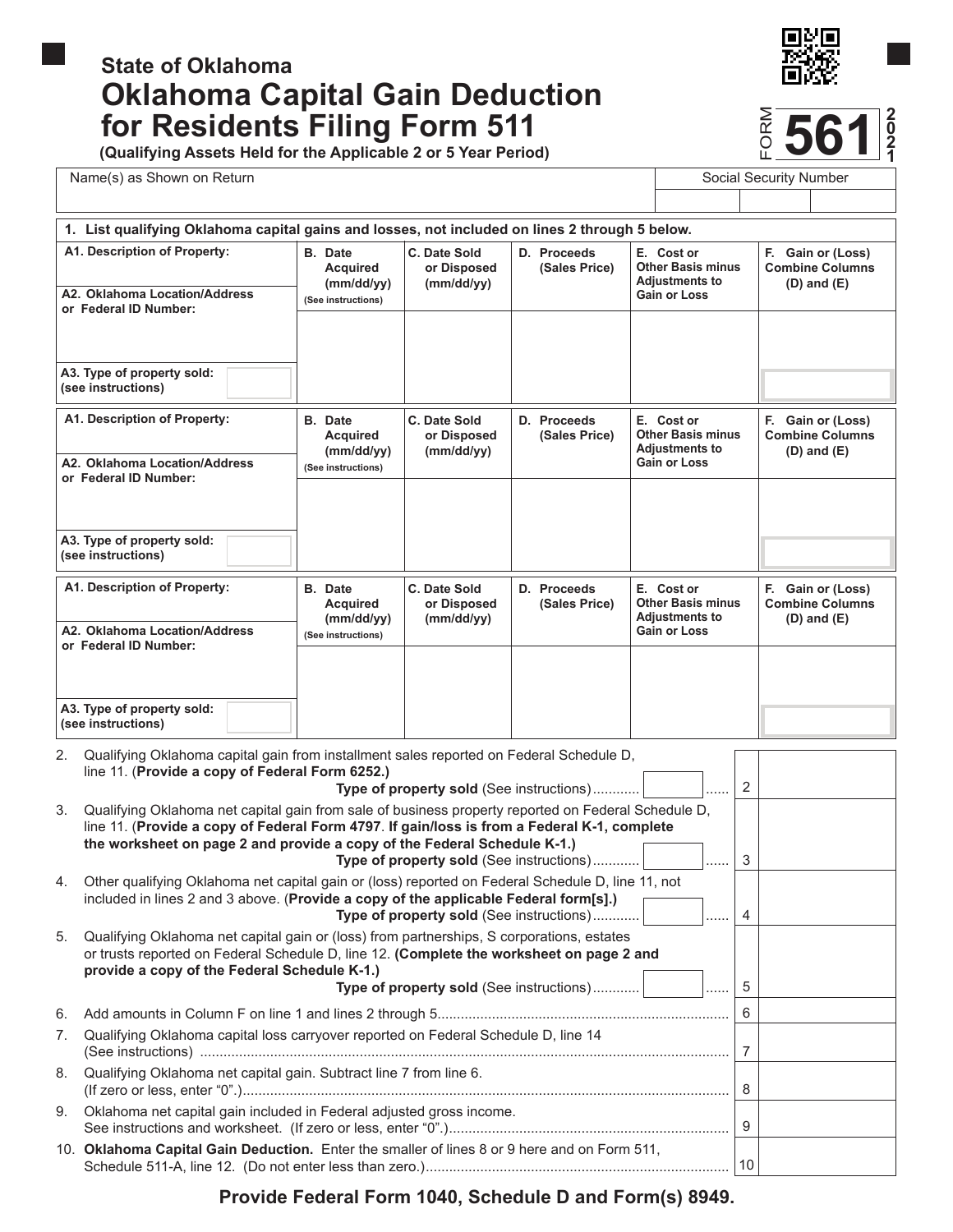State of Oklahoma

# Oklahoma Capital Gain Deduction for Residents Filing Form 511

**(Qualifying Assets Held for the Applicable 2 or 5 Year Period)**

FORM **561** 2021

| Name(s) as Shown on Return | Social Security Number |
|---|---|
| | |

**1. List qualifying Oklahoma capital gains and losses, not included on lines 2 through 5 below.**

| A1. Description of Property: / A2. Oklahoma Location/Address or Federal ID Number: / A3. Type of property sold: (see instructions) | B. Date Acquired (mm/dd/yy) (See instructions) | C. Date Sold or Disposed (mm/dd/yy) | D. Proceeds (Sales Price) | E. Cost or Other Basis minus Adjustments to Gain or Loss | F. Gain or (Loss) Combine Columns (D) and (E) |
|---|---|---|---|---|---|
| | | | | | |
| | | | | | |
| | | | | | |

| Line | Description | No. | Amount |
|---|---|---|---|
| 2. | Qualifying Oklahoma capital gain from installment sales reported on Federal Schedule D, line 11. (**Provide a copy of Federal Form 6252.**) **Type of property sold** (See instructions) | 2 | |
| 3. | Qualifying Oklahoma net capital gain from sale of business property reported on Federal Schedule D, line 11. (**Provide a copy of Federal Form 4797. If gain/loss is from a Federal K-1, complete the worksheet on page 2 and provide a copy of the Federal Schedule K-1.)** **Type of property sold** (See instructions) | 3 | |
| 4. | Other qualifying Oklahoma net capital gain or (loss) reported on Federal Schedule D, line 11, not included in lines 2 and 3 above. (**Provide a copy of the applicable Federal form[s].)** **Type of property sold** (See instructions) | 4 | |
| 5. | Qualifying Oklahoma net capital gain or (loss) from partnerships, S corporations, estates or trusts reported on Federal Schedule D, line 12. **(Complete the worksheet on page 2 and provide a copy of the Federal Schedule K-1.)** **Type of property sold** (See instructions) | 5 | |
| 6. | Add amounts in Column F on line 1 and lines 2 through 5 | 6 | |
| 7. | Qualifying Oklahoma capital loss carryover reported on Federal Schedule D, line 14 (See instructions) | 7 | |
| 8. | Qualifying Oklahoma net capital gain. Subtract line 7 from line 6. (If zero or less, enter "0".) | 8 | |
| 9. | Oklahoma net capital gain included in Federal adjusted gross income. See instructions and worksheet. (If zero or less, enter "0".) | 9 | |
| 10. | **Oklahoma Capital Gain Deduction.** Enter the smaller of lines 8 or 9 here and on Form 511, Schedule 511-A, line 12. (Do not enter less than zero.) | 10 | |

**Provide Federal Form 1040, Schedule D and Form(s) 8949.**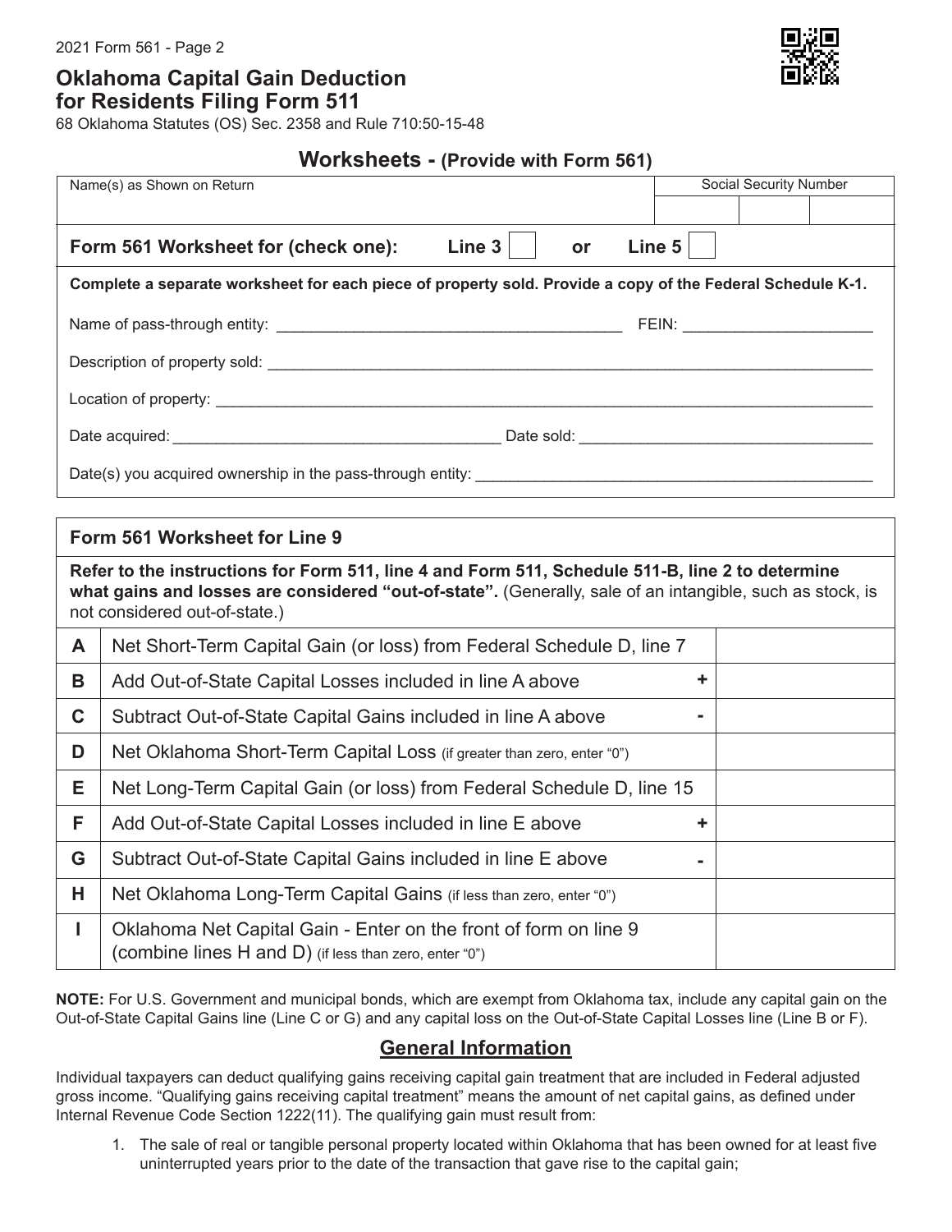2021 Form 561 - Page 2

# Oklahoma Capital Gain Deduction for Residents Filing Form 511

68 Oklahoma Statutes (OS) Sec. 2358 and Rule 710:50-15-48

## Worksheets - (Provide with Form 561)

| Name(s) as Shown on Return | Social Security Number |
|---|---|
| | |

**Form 561 Worksheet for (check one):** Line 3 ☐ or Line 5 ☐

**Complete a separate worksheet for each piece of property sold. Provide a copy of the Federal Schedule K-1.**

Name of pass-through entity: ________________________ FEIN: ________________

Description of property sold: ________________________________________

Location of property: ________________________________________

Date acquired: ________________________ Date sold: ________________________

Date(s) you acquired ownership in the pass-through entity: ________________________

### Form 561 Worksheet for Line 9

**Refer to the instructions for Form 511, line 4 and Form 511, Schedule 511-B, line 2 to determine what gains and losses are considered "out-of-state".** (Generally, sale of an intangible, such as stock, is not considered out-of-state.)

| | | |
|---|---|---|
| A | Net Short-Term Capital Gain (or loss) from Federal Schedule D, line 7 | |
| B | Add Out-of-State Capital Losses included in line A above **+** | |
| C | Subtract Out-of-State Capital Gains included in line A above **-** | |
| D | Net Oklahoma Short-Term Capital Loss (if greater than zero, enter "0") | |
| E | Net Long-Term Capital Gain (or loss) from Federal Schedule D, line 15 | |
| F | Add Out-of-State Capital Losses included in line E above **+** | |
| G | Subtract Out-of-State Capital Gains included in line E above **-** | |
| H | Net Oklahoma Long-Term Capital Gains (if less than zero, enter "0") | |
| I | Oklahoma Net Capital Gain - Enter on the front of form on line 9 (combine lines H and D) (if less than zero, enter "0") | |

**NOTE:** For U.S. Government and municipal bonds, which are exempt from Oklahoma tax, include any capital gain on the Out-of-State Capital Gains line (Line C or G) and any capital loss on the Out-of-State Capital Losses line (Line B or F).

## General Information

Individual taxpayers can deduct qualifying gains receiving capital gain treatment that are included in Federal adjusted gross income. "Qualifying gains receiving capital treatment" means the amount of net capital gains, as defined under Internal Revenue Code Section 1222(11). The qualifying gain must result from:

1. The sale of real or tangible personal property located within Oklahoma that has been owned for at least five uninterrupted years prior to the date of the transaction that gave rise to the capital gain;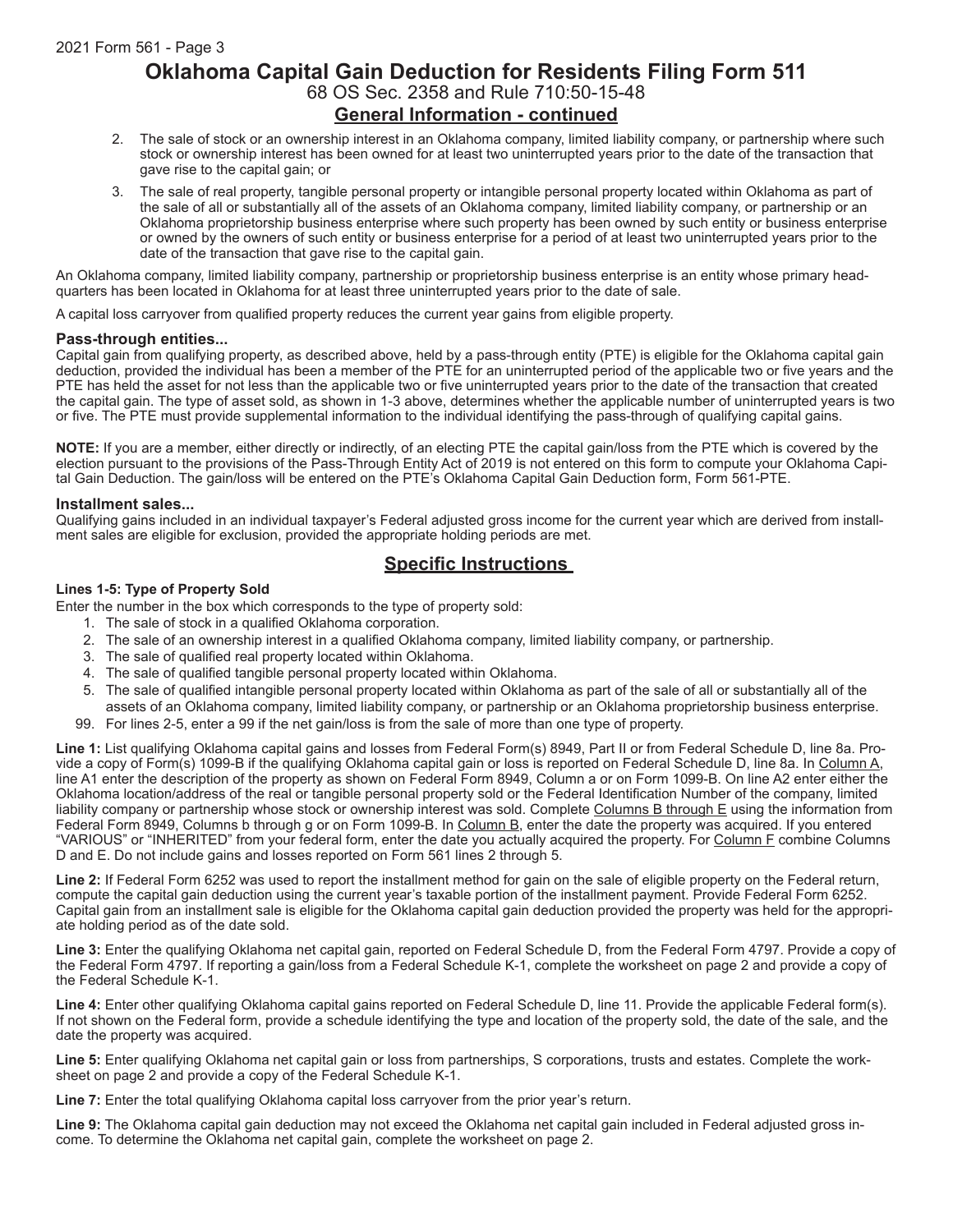# Oklahoma Capital Gain Deduction for Residents Filing Form 511

68 OS Sec. 2358 and Rule 710:50-15-48

## General Information - continued

2. The sale of stock or an ownership interest in an Oklahoma company, limited liability company, or partnership where such stock or ownership interest has been owned for at least two uninterrupted years prior to the date of the transaction that gave rise to the capital gain; or
3. The sale of real property, tangible personal property or intangible personal property located within Oklahoma as part of the sale of all or substantially all of the assets of an Oklahoma company, limited liability company, or partnership or an Oklahoma proprietorship business enterprise where such property has been owned by such entity or business enterprise or owned by the owners of such entity or business enterprise for a period of at least two uninterrupted years prior to the date of the transaction that gave rise to the capital gain.

An Oklahoma company, limited liability company, partnership or proprietorship business enterprise is an entity whose primary headquarters has been located in Oklahoma for at least three uninterrupted years prior to the date of sale.

A capital loss carryover from qualified property reduces the current year gains from eligible property.

### Pass-through entities...

Capital gain from qualifying property, as described above, held by a pass-through entity (PTE) is eligible for the Oklahoma capital gain deduction, provided the individual has been a member of the PTE for an uninterrupted period of the applicable two or five years and the PTE has held the asset for not less than the applicable two or five uninterrupted years prior to the date of the transaction that created the capital gain. The type of asset sold, as shown in 1-3 above, determines whether the applicable number of uninterrupted years is two or five. The PTE must provide supplemental information to the individual identifying the pass-through of qualifying capital gains.

**NOTE:** If you are a member, either directly or indirectly, of an electing PTE the capital gain/loss from the PTE which is covered by the election pursuant to the provisions of the Pass-Through Entity Act of 2019 is not entered on this form to compute your Oklahoma Capital Gain Deduction. The gain/loss will be entered on the PTE's Oklahoma Capital Gain Deduction form, Form 561-PTE.

### Installment sales...

Qualifying gains included in an individual taxpayer's Federal adjusted gross income for the current year which are derived from installment sales are eligible for exclusion, provided the appropriate holding periods are met.

## Specific Instructions

**Lines 1-5: Type of Property Sold**

Enter the number in the box which corresponds to the type of property sold:

1. The sale of stock in a qualified Oklahoma corporation.
2. The sale of an ownership interest in a qualified Oklahoma company, limited liability company, or partnership.
3. The sale of qualified real property located within Oklahoma.
4. The sale of qualified tangible personal property located within Oklahoma.
5. The sale of qualified intangible personal property located within Oklahoma as part of the sale of all or substantially all of the assets of an Oklahoma company, limited liability company, or partnership or an Oklahoma proprietorship business enterprise.

99. For lines 2-5, enter a 99 if the net gain/loss is from the sale of more than one type of property.

**Line 1:** List qualifying Oklahoma capital gains and losses from Federal Form(s) 8949, Part II or from Federal Schedule D, line 8a. Provide a copy of Form(s) 1099-B if the qualifying Oklahoma capital gain or loss is reported on Federal Schedule D, line 8a. In Column A, line A1 enter the description of the property as shown on Federal Form 8949, Column a or on Form 1099-B. On line A2 enter either the Oklahoma location/address of the real or tangible personal property sold or the Federal Identification Number of the company, limited liability company or partnership whose stock or ownership interest was sold. Complete Columns B through E using the information from Federal Form 8949, Columns b through g or on Form 1099-B. In Column B, enter the date the property was acquired. If you entered "VARIOUS" or "INHERITED" from your federal form, enter the date you actually acquired the property. For Column F combine Columns D and E. Do not include gains and losses reported on Form 561 lines 2 through 5.

**Line 2:** If Federal Form 6252 was used to report the installment method for gain on the sale of eligible property on the Federal return, compute the capital gain deduction using the current year's taxable portion of the installment payment. Provide Federal Form 6252. Capital gain from an installment sale is eligible for the Oklahoma capital gain deduction provided the property was held for the appropriate holding period as of the date sold.

**Line 3:** Enter the qualifying Oklahoma net capital gain, reported on Federal Schedule D, from the Federal Form 4797. Provide a copy of the Federal Form 4797. If reporting a gain/loss from a Federal Schedule K-1, complete the worksheet on page 2 and provide a copy of the Federal Schedule K-1.

**Line 4:** Enter other qualifying Oklahoma capital gains reported on Federal Schedule D, line 11. Provide the applicable Federal form(s). If not shown on the Federal form, provide a schedule identifying the type and location of the property sold, the date of the sale, and the date the property was acquired.

**Line 5:** Enter qualifying Oklahoma net capital gain or loss from partnerships, S corporations, trusts and estates. Complete the worksheet on page 2 and provide a copy of the Federal Schedule K-1.

**Line 7:** Enter the total qualifying Oklahoma capital loss carryover from the prior year's return.

**Line 9:** The Oklahoma capital gain deduction may not exceed the Oklahoma net capital gain included in Federal adjusted gross income. To determine the Oklahoma net capital gain, complete the worksheet on page 2.